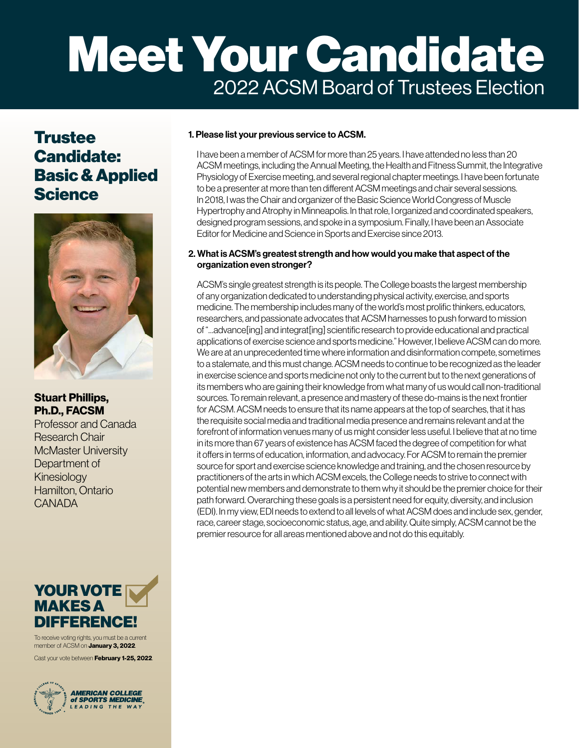# Meet Your Candidate

## 2022 ACSM Board of Trustees Election

## Trustee Candidate: Basic & Applied Science

**Stuart Phillips, Ph.D., FACSM**
Professor and Canada Research Chair
McMaster University
Department of Kinesiology
Hamilton, Ontario
CANADA

### YOUR VOTE MAKES A DIFFERENCE!

To receive voting rights, you must be a current member of ACSM on **January 3, 2022**.

Cast your vote between **February 1-25, 2022**.

AMERICAN COLLEGE of SPORTS MEDICINE. LEADING THE WAY

**1. Please list your previous service to ACSM.**

I have been a member of ACSM for more than 25 years. I have attended no less than 20 ACSM meetings, including the Annual Meeting, the Health and Fitness Summit, the Integrative Physiology of Exercise meeting, and several regional chapter meetings. I have been fortunate to be a presenter at more than ten different ACSM meetings and chair several sessions. In 2018, I was the Chair and organizer of the Basic Science World Congress of Muscle Hypertrophy and Atrophy in Minneapolis. In that role, I organized and coordinated speakers, designed program sessions, and spoke in a symposium. Finally, I have been an Associate Editor for Medicine and Science in Sports and Exercise since 2013.

**2. What is ACSM's greatest strength and how would you make that aspect of the organization even stronger?**

ACSM's single greatest strength is its people. The College boasts the largest membership of any organization dedicated to understanding physical activity, exercise, and sports medicine. The membership includes many of the world's most prolific thinkers, educators, researchers, and passionate advocates that ACSM harnesses to push forward to mission of "...advance[ing] and integrat[ing] scientific research to provide educational and practical applications of exercise science and sports medicine." However, I believe ACSM can do more. We are at an unprecedented time where information and disinformation compete, sometimes to a stalemate, and this must change. ACSM needs to continue to be recognized as the leader in exercise science and sports medicine not only to the current but to the next generations of its members who are gaining their knowledge from what many of us would call non-traditional sources. To remain relevant, a presence and mastery of these do-mains is the next frontier for ACSM. ACSM needs to ensure that its name appears at the top of searches, that it has the requisite social media and traditional media presence and remains relevant and at the forefront of information venues many of us might consider less useful. I believe that at no time in its more than 67 years of existence has ACSM faced the degree of competition for what it offers in terms of education, information, and advocacy. For ACSM to remain the premier source for sport and exercise science knowledge and training, and the chosen resource by practitioners of the arts in which ACSM excels, the College needs to strive to connect with potential new members and demonstrate to them why it should be the premier choice for their path forward. Overarching these goals is a persistent need for equity, diversity, and inclusion (EDI). In my view, EDI needs to extend to all levels of what ACSM does and include sex, gender, race, career stage, socioeconomic status, age, and ability. Quite simply, ACSM cannot be the premier resource for all areas mentioned above and not do this equitably.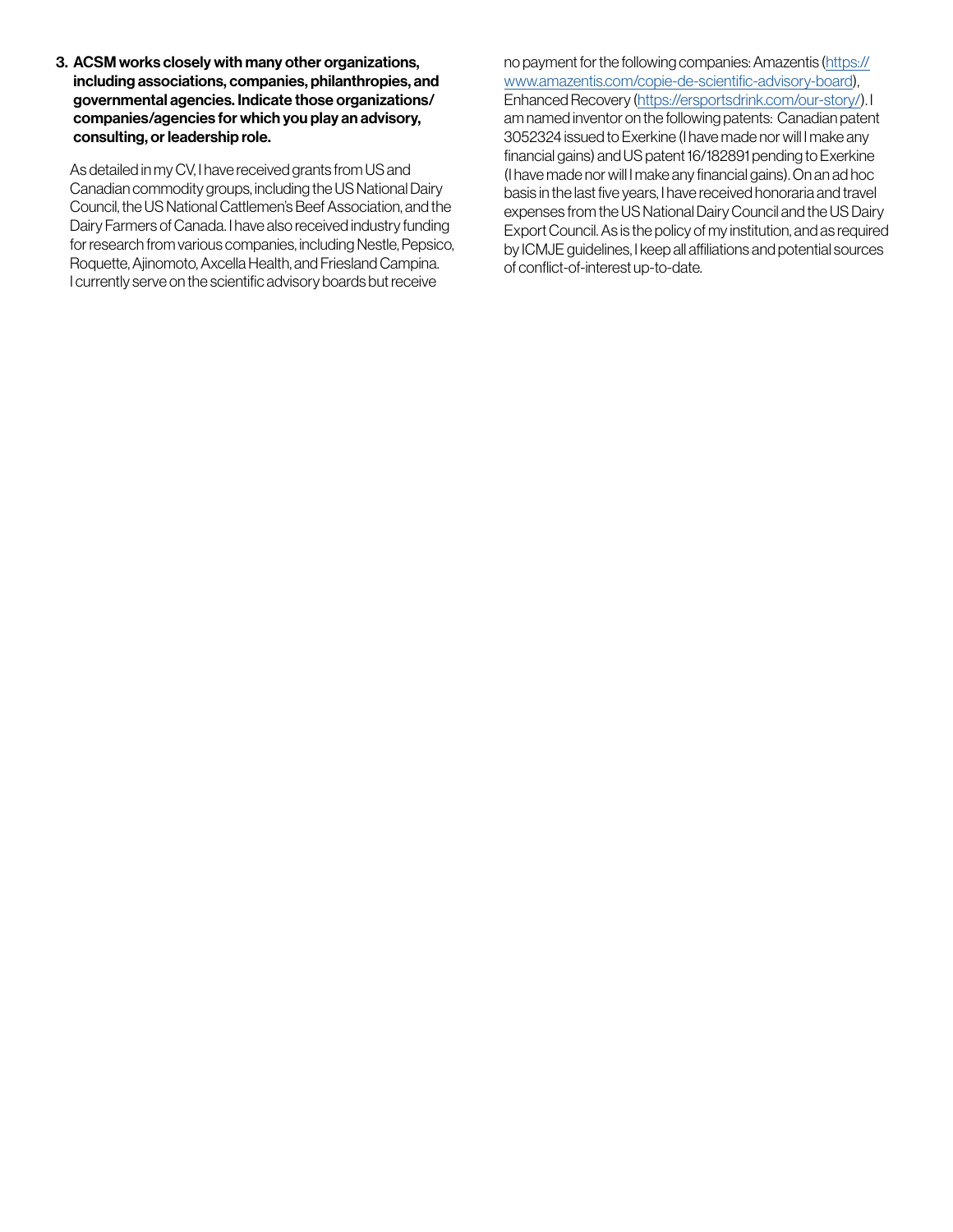3. **ACSM works closely with many other organizations, including associations, companies, philanthropies, and governmental agencies. Indicate those organizations/companies/agencies for which you play an advisory, consulting, or leadership role.**

As detailed in my CV, I have received grants from US and Canadian commodity groups, including the US National Dairy Council, the US National Cattlemen's Beef Association, and the Dairy Farmers of Canada. I have also received industry funding for research from various companies, including Nestle, Pepsico, Roquette, Ajinomoto, Axcella Health, and Friesland Campina. I currently serve on the scientific advisory boards but receive no payment for the following companies: Amazentis (https://www.amazentis.com/copie-de-scientific-advisory-board), Enhanced Recovery (https://ersportsdrink.com/our-story/). I am named inventor on the following patents: Canadian patent 3052324 issued to Exerkine (I have made nor will I make any financial gains) and US patent 16/182891 pending to Exerkine (I have made nor will I make any financial gains). On an ad hoc basis in the last five years, I have received honoraria and travel expenses from the US National Dairy Council and the US Dairy Export Council. As is the policy of my institution, and as required by ICMJE guidelines, I keep all affiliations and potential sources of conflict-of-interest up-to-date.